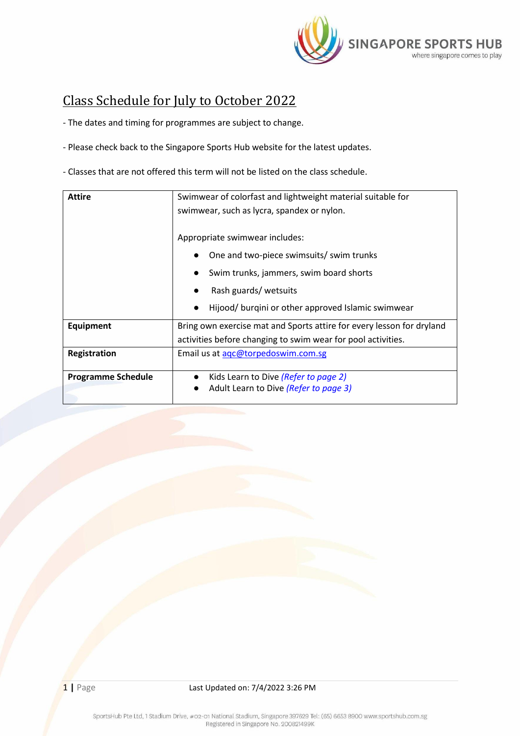# Class Schedule for July to October 2022

- The dates and timing for programmes are subject to change.

- Please check back to the Singapore Sports Hub website for the latest updates.

- Classes that are not offered this term will not be listed on the class schedule.

| | |
|---|---|
| **Attire** | Swimwear of colorfast and lightweight material suitable for swimwear, such as lycra, spandex or nylon.<br><br>Appropriate swimwear includes:<br>● One and two-piece swimsuits/ swim trunks<br>● Swim trunks, jammers, swim board shorts<br>● Rash guards/ wetsuits<br>● Hijood/ burqini or other approved Islamic swimwear |
| **Equipment** | Bring own exercise mat and Sports attire for every lesson for dryland activities before changing to swim wear for pool activities. |
| **Registration** | Email us at aqc@torpedoswim.com.sg |
| **Programme Schedule** | ● Kids Learn to Dive *(Refer to page 2)*<br>● Adult Learn to Dive *(Refer to page 3)* |

Last Updated on: 7/4/2022 3:26 PM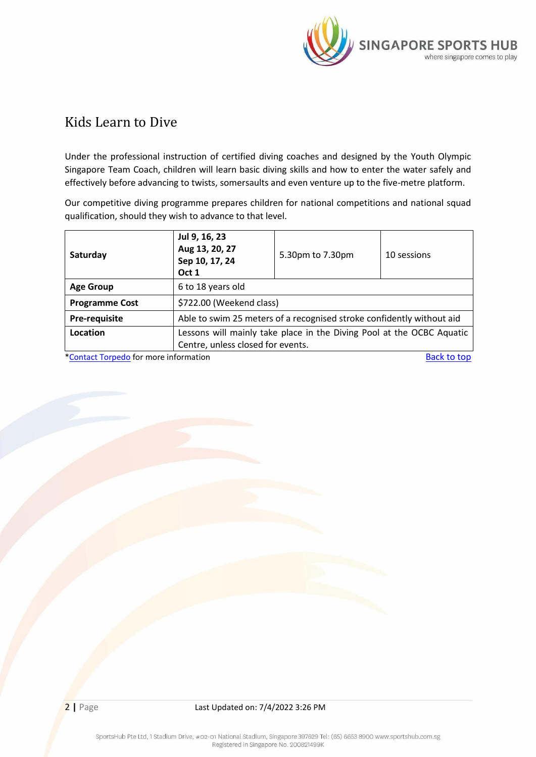## Kids Learn to Dive

Under the professional instruction of certified diving coaches and designed by the Youth Olympic Singapore Team Coach, children will learn basic diving skills and how to enter the water safely and effectively before advancing to twists, somersaults and even venture up to the five-metre platform.

Our competitive diving programme prepares children for national competitions and national squad qualification, should they wish to advance to that level.

| **Saturday** | **Jul 9, 16, 23**<br>**Aug 13, 20, 27**<br>**Sep 10, 17, 24**<br>**Oct 1** | 5.30pm to 7.30pm | 10 sessions |
|---|---|---|---|
| **Age Group** | 6 to 18 years old | | |
| **Programme Cost** | $722.00 (Weekend class) | | |
| **Pre-requisite** | Able to swim 25 meters of a recognised stroke confidently without aid | | |
| **Location** | Lessons will mainly take place in the Diving Pool at the OCBC Aquatic Centre, unless closed for events. | | |

*Contact Torpedo for more information

Back to top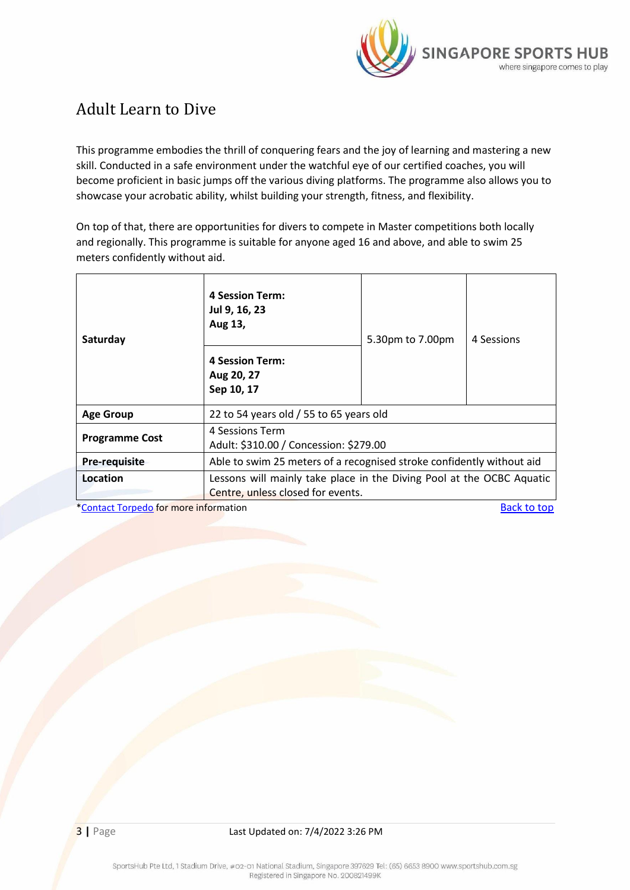# Adult Learn to Dive

This programme embodies the thrill of conquering fears and the joy of learning and mastering a new skill. Conducted in a safe environment under the watchful eye of our certified coaches, you will become proficient in basic jumps off the various diving platforms. The programme also allows you to showcase your acrobatic ability, whilst building your strength, fitness, and flexibility.

On top of that, there are opportunities for divers to compete in Master competitions both locally and regionally. This programme is suitable for anyone aged 16 and above, and able to swim 25 meters confidently without aid.

| | | | |
|---|---|---|---|
| **Saturday** | **4 Session Term:**<br>**Jul 9, 16, 23**<br>**Aug 13,** | 5.30pm to 7.00pm | 4 Sessions |
| | **4 Session Term:**<br>**Aug 20, 27**<br>**Sep 10, 17** | | |
| **Age Group** | 22 to 54 years old / 55 to 65 years old | | |
| **Programme Cost** | 4 Sessions Term<br>Adult: $310.00 / Concession: $279.00 | | |
| **Pre-requisite** | Able to swim 25 meters of a recognised stroke confidently without aid | | |
| **Location** | Lessons will mainly take place in the Diving Pool at the OCBC Aquatic Centre, unless closed for events. | | |

*Contact Torpedo for more information

Back to top

Last Updated on: 7/4/2022 3:26 PM